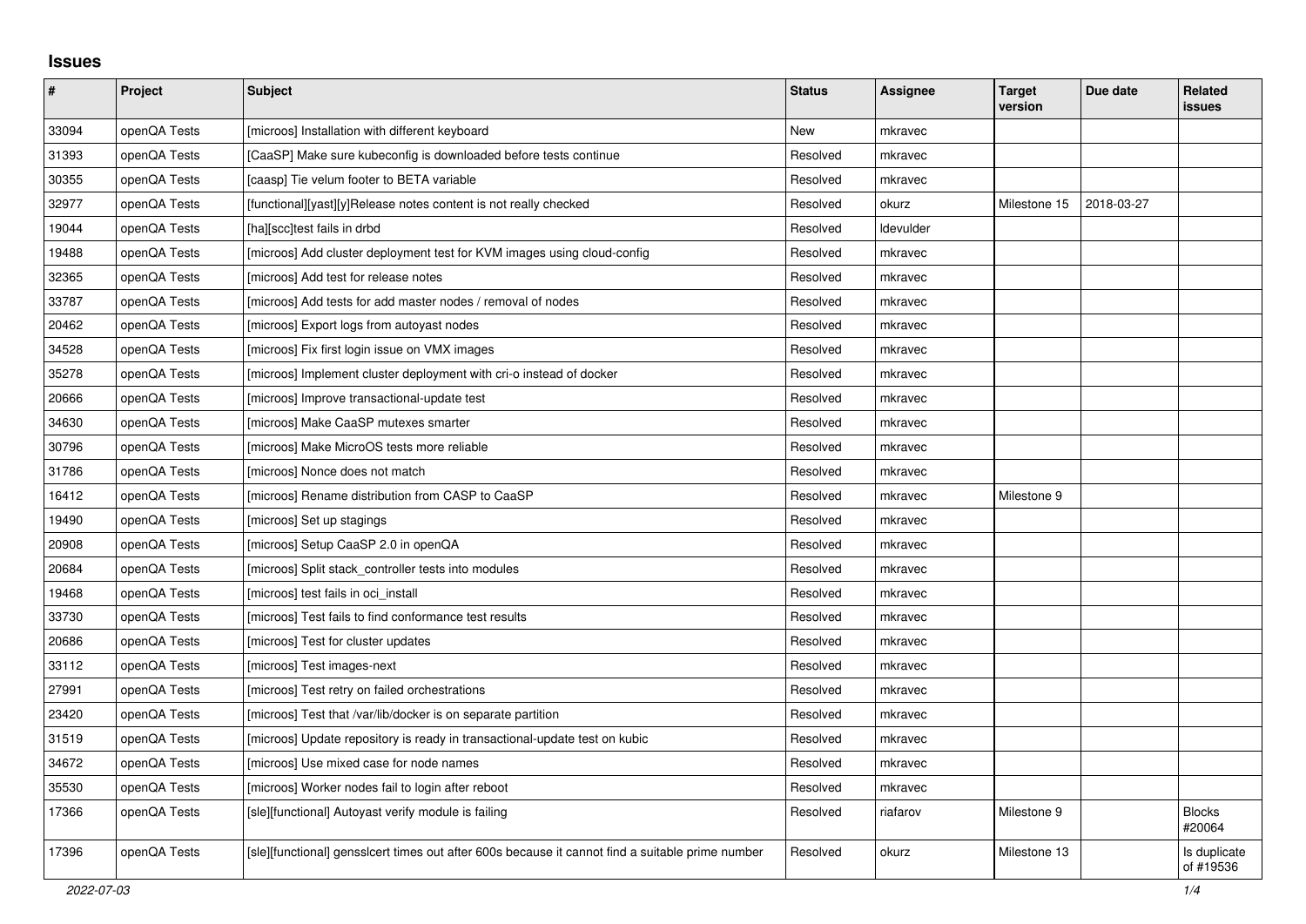# Issues

| # | Project | Subject | Status | Assignee | Target version | Due date | Related issues |
|---|---|---|---|---|---|---|---|
| 33094 | openQA Tests | [microos] Installation with different keyboard | New | mkravec | | | |
| 31393 | openQA Tests | [CaaSP] Make sure kubeconfig is downloaded before tests continue | Resolved | mkravec | | | |
| 30355 | openQA Tests | [caasp] Tie velum footer to BETA variable | Resolved | mkravec | | | |
| 32977 | openQA Tests | [functional][yast][y]Release notes content is not really checked | Resolved | okurz | Milestone 15 | 2018-03-27 | |
| 19044 | openQA Tests | [ha][scc]test fails in drbd | Resolved | ldevulder | | | |
| 19488 | openQA Tests | [microos] Add cluster deployment test for KVM images using cloud-config | Resolved | mkravec | | | |
| 32365 | openQA Tests | [microos] Add test for release notes | Resolved | mkravec | | | |
| 33787 | openQA Tests | [microos] Add tests for add master nodes / removal of nodes | Resolved | mkravec | | | |
| 20462 | openQA Tests | [microos] Export logs from autoyast nodes | Resolved | mkravec | | | |
| 34528 | openQA Tests | [microos] Fix first login issue on VMX images | Resolved | mkravec | | | |
| 35278 | openQA Tests | [microos] Implement cluster deployment with cri-o instead of docker | Resolved | mkravec | | | |
| 20666 | openQA Tests | [microos] Improve transactional-update test | Resolved | mkravec | | | |
| 34630 | openQA Tests | [microos] Make CaaSP mutexes smarter | Resolved | mkravec | | | |
| 30796 | openQA Tests | [microos] Make MicroOS tests more reliable | Resolved | mkravec | | | |
| 31786 | openQA Tests | [microos] Nonce does not match | Resolved | mkravec | | | |
| 16412 | openQA Tests | [microos] Rename distribution from CASP to CaaSP | Resolved | mkravec | Milestone 9 | | |
| 19490 | openQA Tests | [microos] Set up stagings | Resolved | mkravec | | | |
| 20908 | openQA Tests | [microos] Setup CaaSP 2.0 in openQA | Resolved | mkravec | | | |
| 20684 | openQA Tests | [microos] Split stack_controller tests into modules | Resolved | mkravec | | | |
| 19468 | openQA Tests | [microos] test fails in oci_install | Resolved | mkravec | | | |
| 33730 | openQA Tests | [microos] Test fails to find conformance test results | Resolved | mkravec | | | |
| 20686 | openQA Tests | [microos] Test for cluster updates | Resolved | mkravec | | | |
| 33112 | openQA Tests | [microos] Test images-next | Resolved | mkravec | | | |
| 27991 | openQA Tests | [microos] Test retry on failed orchestrations | Resolved | mkravec | | | |
| 23420 | openQA Tests | [microos] Test that /var/lib/docker is on separate partition | Resolved | mkravec | | | |
| 31519 | openQA Tests | [microos] Update repository is ready in transactional-update test on kubic | Resolved | mkravec | | | |
| 34672 | openQA Tests | [microos] Use mixed case for node names | Resolved | mkravec | | | |
| 35530 | openQA Tests | [microos] Worker nodes fail to login after reboot | Resolved | mkravec | | | |
| 17366 | openQA Tests | [sle][functional] Autoyast verify module is failing | Resolved | riafarov | Milestone 9 | | Blocks #20064 |
| 17396 | openQA Tests | [sle][functional] gensslcert times out after 600s because it cannot find a suitable prime number | Resolved | okurz | Milestone 13 | | Is duplicate of #19536 |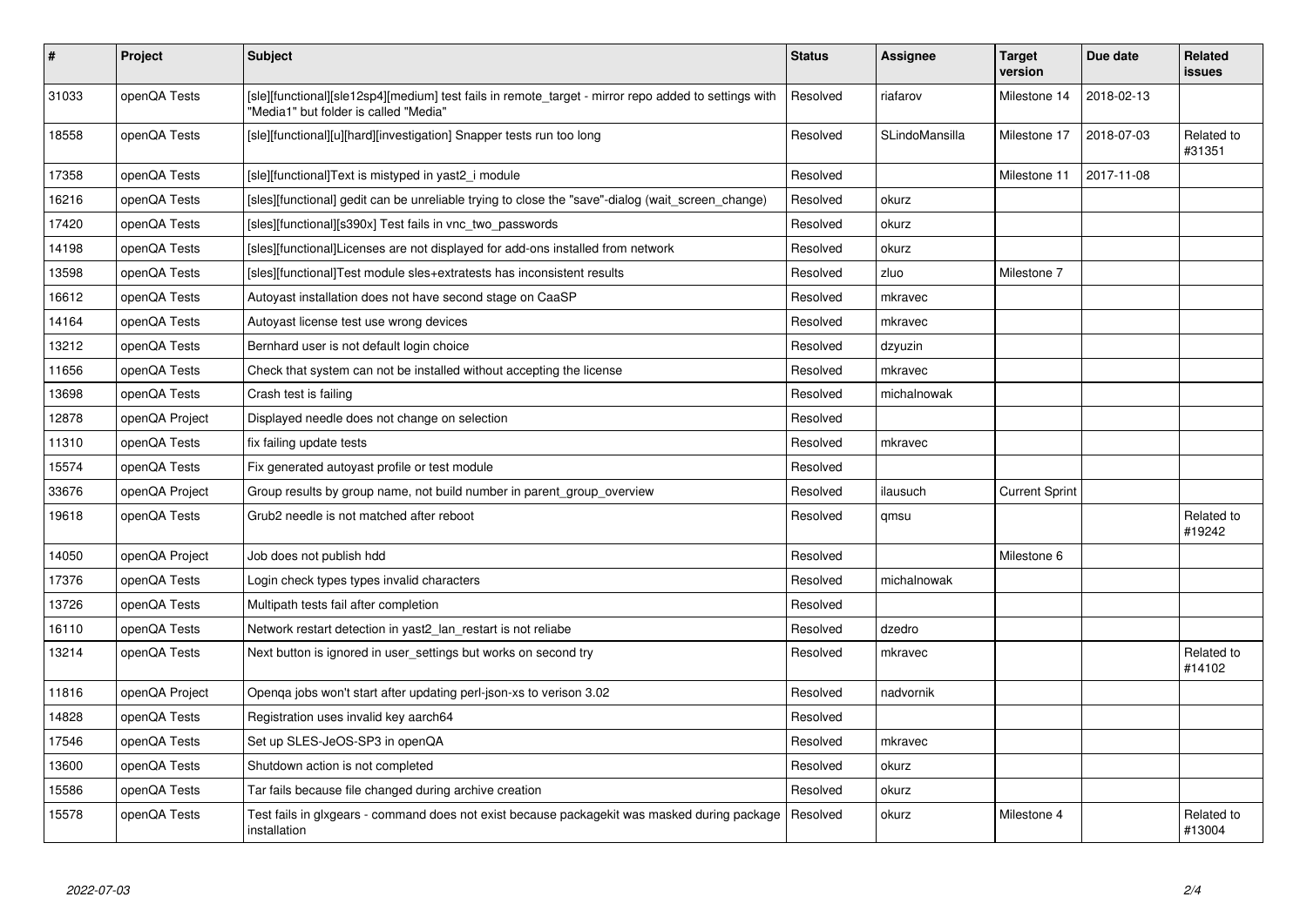| # | Project | Subject | Status | Assignee | Target version | Due date | Related issues |
|---|---|---|---|---|---|---|---|
| 31033 | openQA Tests | [sle][functional][sle12sp4][medium] test fails in remote_target - mirror repo added to settings with "Media1" but folder is called "Media" | Resolved | riafarov | Milestone 14 | 2018-02-13 | |
| 18558 | openQA Tests | [sle][functional][u][hard][investigation] Snapper tests run too long | Resolved | SLindoMansilla | Milestone 17 | 2018-07-03 | Related to #31351 |
| 17358 | openQA Tests | [sle][functional]Text is mistyped in yast2_i module | Resolved | | Milestone 11 | 2017-11-08 | |
| 16216 | openQA Tests | [sles][functional] gedit can be unreliable trying to close the "save"-dialog (wait_screen_change) | Resolved | okurz | | | |
| 17420 | openQA Tests | [sles][functional][s390x] Test fails in vnc_two_passwords | Resolved | okurz | | | |
| 14198 | openQA Tests | [sles][functional]Licenses are not displayed for add-ons installed from network | Resolved | okurz | | | |
| 13598 | openQA Tests | [sles][functional]Test module sles+extratests has inconsistent results | Resolved | zluo | Milestone 7 | | |
| 16612 | openQA Tests | Autoyast installation does not have second stage on CaaSP | Resolved | mkravec | | | |
| 14164 | openQA Tests | Autoyast license test use wrong devices | Resolved | mkravec | | | |
| 13212 | openQA Tests | Bernhard user is not default login choice | Resolved | dzyuzin | | | |
| 11656 | openQA Tests | Check that system can not be installed without accepting the license | Resolved | mkravec | | | |
| 13698 | openQA Tests | Crash test is failing | Resolved | michalnowak | | | |
| 12878 | openQA Project | Displayed needle does not change on selection | Resolved | | | | |
| 11310 | openQA Tests | fix failing update tests | Resolved | mkravec | | | |
| 15574 | openQA Tests | Fix generated autoyast profile or test module | Resolved | | | | |
| 33676 | openQA Project | Group results by group name, not build number in parent_group_overview | Resolved | ilausuch | Current Sprint | | |
| 19618 | openQA Tests | Grub2 needle is not matched after reboot | Resolved | qmsu | | | Related to #19242 |
| 14050 | openQA Project | Job does not publish hdd | Resolved | | Milestone 6 | | |
| 17376 | openQA Tests | Login check types types invalid characters | Resolved | michalnowak | | | |
| 13726 | openQA Tests | Multipath tests fail after completion | Resolved | | | | |
| 16110 | openQA Tests | Network restart detection in yast2_lan_restart is not reliabe | Resolved | dzedro | | | |
| 13214 | openQA Tests | Next button is ignored in user_settings but works on second try | Resolved | mkravec | | | Related to #14102 |
| 11816 | openQA Project | Openqa jobs won't start after updating perl-json-xs to verison 3.02 | Resolved | nadvornik | | | |
| 14828 | openQA Tests | Registration uses invalid key aarch64 | Resolved | | | | |
| 17546 | openQA Tests | Set up SLES-JeOS-SP3 in openQA | Resolved | mkravec | | | |
| 13600 | openQA Tests | Shutdown action is not completed | Resolved | okurz | | | |
| 15586 | openQA Tests | Tar fails because file changed during archive creation | Resolved | okurz | | | |
| 15578 | openQA Tests | Test fails in glxgears - command does not exist because packagekit was masked during package installation | Resolved | okurz | Milestone 4 | | Related to #13004 |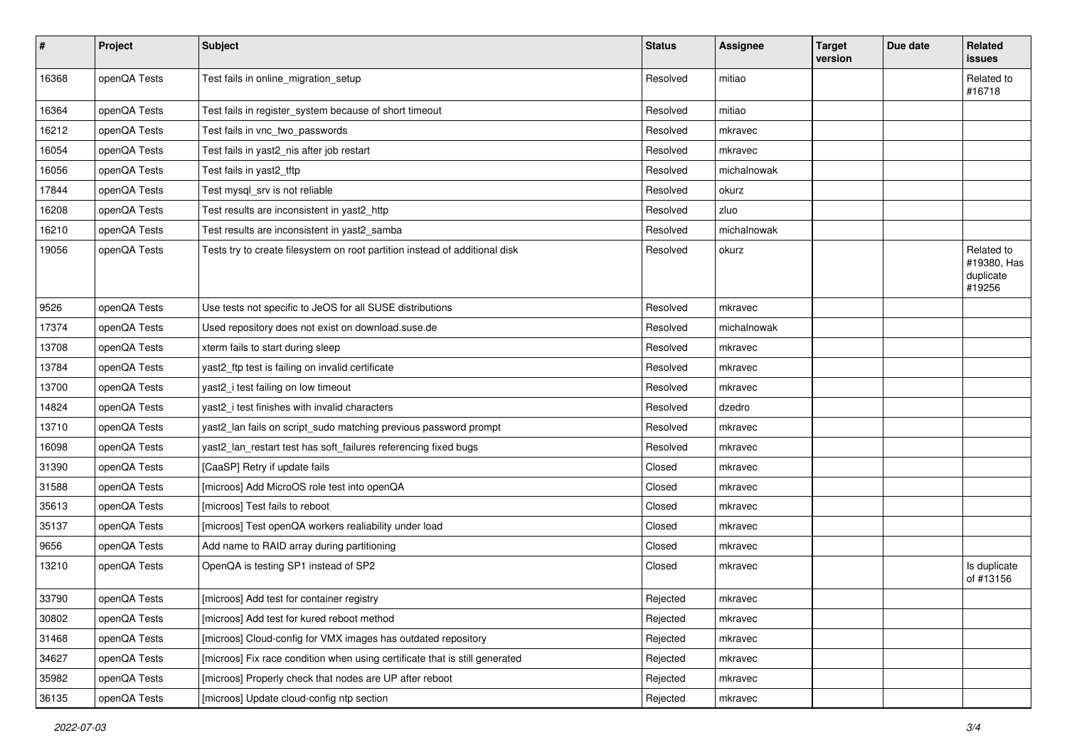| # | Project | Subject | Status | Assignee | Target version | Due date | Related issues |
|---|---|---|---|---|---|---|---|
| 16368 | openQA Tests | Test fails in online_migration_setup | Resolved | mitiao | | | Related to #16718 |
| 16364 | openQA Tests | Test fails in register_system because of short timeout | Resolved | mitiao | | | |
| 16212 | openQA Tests | Test fails in vnc_two_passwords | Resolved | mkravec | | | |
| 16054 | openQA Tests | Test fails in yast2_nis after job restart | Resolved | mkravec | | | |
| 16056 | openQA Tests | Test fails in yast2_tftp | Resolved | michalnowak | | | |
| 17844 | openQA Tests | Test mysql_srv is not reliable | Resolved | okurz | | | |
| 16208 | openQA Tests | Test results are inconsistent in yast2_http | Resolved | zluo | | | |
| 16210 | openQA Tests | Test results are inconsistent in yast2_samba | Resolved | michalnowak | | | |
| 19056 | openQA Tests | Tests try to create filesystem on root partition instead of additional disk | Resolved | okurz | | | Related to #19380, Has duplicate #19256 |
| 9526 | openQA Tests | Use tests not specific to JeOS for all SUSE distributions | Resolved | mkravec | | | |
| 17374 | openQA Tests | Used repository does not exist on download.suse.de | Resolved | michalnowak | | | |
| 13708 | openQA Tests | xterm fails to start during sleep | Resolved | mkravec | | | |
| 13784 | openQA Tests | yast2_ftp test is failing on invalid certificate | Resolved | mkravec | | | |
| 13700 | openQA Tests | yast2_i test failing on low timeout | Resolved | mkravec | | | |
| 14824 | openQA Tests | yast2_i test finishes with invalid characters | Resolved | dzedro | | | |
| 13710 | openQA Tests | yast2_lan fails on script_sudo matching previous password prompt | Resolved | mkravec | | | |
| 16098 | openQA Tests | yast2_lan_restart test has soft_failures referencing fixed bugs | Resolved | mkravec | | | |
| 31390 | openQA Tests | [CaaSP] Retry if update fails | Closed | mkravec | | | |
| 31588 | openQA Tests | [microos] Add MicroOS role test into openQA | Closed | mkravec | | | |
| 35613 | openQA Tests | [microos] Test fails to reboot | Closed | mkravec | | | |
| 35137 | openQA Tests | [microos] Test openQA workers realiability under load | Closed | mkravec | | | |
| 9656 | openQA Tests | Add name to RAID array during partitioning | Closed | mkravec | | | |
| 13210 | openQA Tests | OpenQA is testing SP1 instead of SP2 | Closed | mkravec | | | Is duplicate of #13156 |
| 33790 | openQA Tests | [microos] Add test for container registry | Rejected | mkravec | | | |
| 30802 | openQA Tests | [microos] Add test for kured reboot method | Rejected | mkravec | | | |
| 31468 | openQA Tests | [microos] Cloud-config for VMX images has outdated repository | Rejected | mkravec | | | |
| 34627 | openQA Tests | [microos] Fix race condition when using certificate that is still generated | Rejected | mkravec | | | |
| 35982 | openQA Tests | [microos] Properly check that nodes are UP after reboot | Rejected | mkravec | | | |
| 36135 | openQA Tests | [microos] Update cloud-config ntp section | Rejected | mkravec | | | |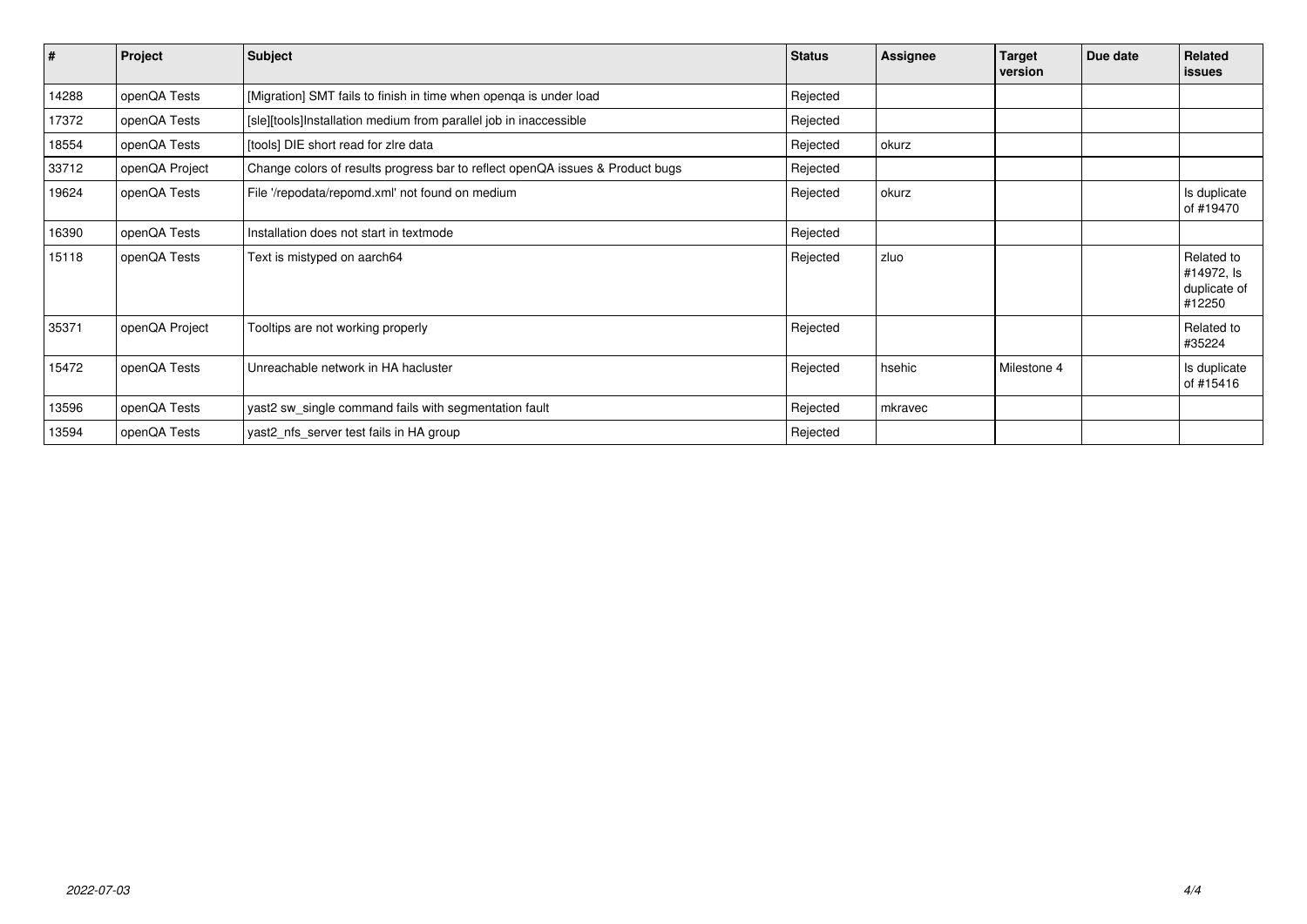| # | Project | Subject | Status | Assignee | Target version | Due date | Related issues |
| --- | --- | --- | --- | --- | --- | --- | --- |
| 14288 | openQA Tests | [Migration] SMT fails to finish in time when openqa is under load | Rejected | | | | |
| 17372 | openQA Tests | [sle][tools]Installation medium from parallel job in inaccessible | Rejected | | | | |
| 18554 | openQA Tests | [tools] DIE short read for zlre data | Rejected | okurz | | | |
| 33712 | openQA Project | Change colors of results progress bar to reflect openQA issues & Product bugs | Rejected | | | | |
| 19624 | openQA Tests | File '/repodata/repomd.xml' not found on medium | Rejected | okurz | | | Is duplicate of #19470 |
| 16390 | openQA Tests | Installation does not start in textmode | Rejected | | | | |
| 15118 | openQA Tests | Text is mistyped on aarch64 | Rejected | zluo | | | Related to #14972, Is duplicate of #12250 |
| 35371 | openQA Project | Tooltips are not working properly | Rejected | | | | Related to #35224 |
| 15472 | openQA Tests | Unreachable network in HA hacluster | Rejected | hsehic | Milestone 4 | | Is duplicate of #15416 |
| 13596 | openQA Tests | yast2 sw_single command fails with segmentation fault | Rejected | mkravec | | | |
| 13594 | openQA Tests | yast2_nfs_server test fails in HA group | Rejected | | | | |